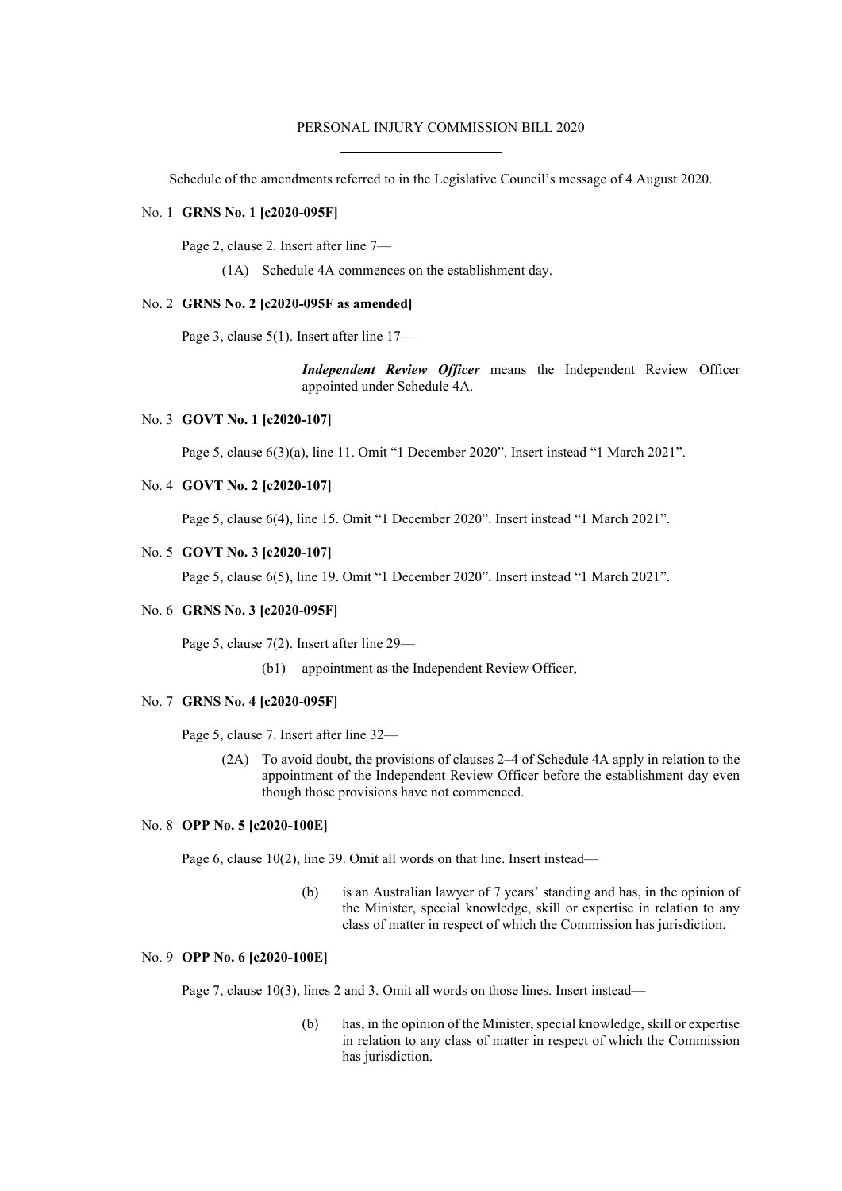# PERSONAL INJURY COMMISSION BILL 2020

Schedule of the amendments referred to in the Legislative Council's message of 4 August 2020.

No. 1 **GRNS No. 1 [c2020-095F]**

Page 2, clause 2. Insert after line 7—

(1A) Schedule 4A commences on the establishment day.

No. 2 **GRNS No. 2 [c2020-095F as amended]**

Page 3, clause 5(1). Insert after line 17—

***Independent Review Officer*** means the Independent Review Officer appointed under Schedule 4A.

No. 3 **GOVT No. 1 [c2020-107]**

Page 5, clause 6(3)(a), line 11. Omit "1 December 2020". Insert instead "1 March 2021".

No. 4 **GOVT No. 2 [c2020-107]**

Page 5, clause 6(4), line 15. Omit "1 December 2020". Insert instead "1 March 2021".

No. 5 **GOVT No. 3 [c2020-107]**

Page 5, clause 6(5), line 19. Omit "1 December 2020". Insert instead "1 March 2021".

No. 6 **GRNS No. 3 [c2020-095F]**

Page 5, clause 7(2). Insert after line 29—

(b1) appointment as the Independent Review Officer,

No. 7 **GRNS No. 4 [c2020-095F]**

Page 5, clause 7. Insert after line 32—

(2A) To avoid doubt, the provisions of clauses 2–4 of Schedule 4A apply in relation to the appointment of the Independent Review Officer before the establishment day even though those provisions have not commenced.

No. 8 **OPP No. 5 [c2020-100E]**

Page 6, clause 10(2), line 39. Omit all words on that line. Insert instead—

(b) is an Australian lawyer of 7 years' standing and has, in the opinion of the Minister, special knowledge, skill or expertise in relation to any class of matter in respect of which the Commission has jurisdiction.

No. 9 **OPP No. 6 [c2020-100E]**

Page 7, clause 10(3), lines 2 and 3. Omit all words on those lines. Insert instead—

(b) has, in the opinion of the Minister, special knowledge, skill or expertise in relation to any class of matter in respect of which the Commission has jurisdiction.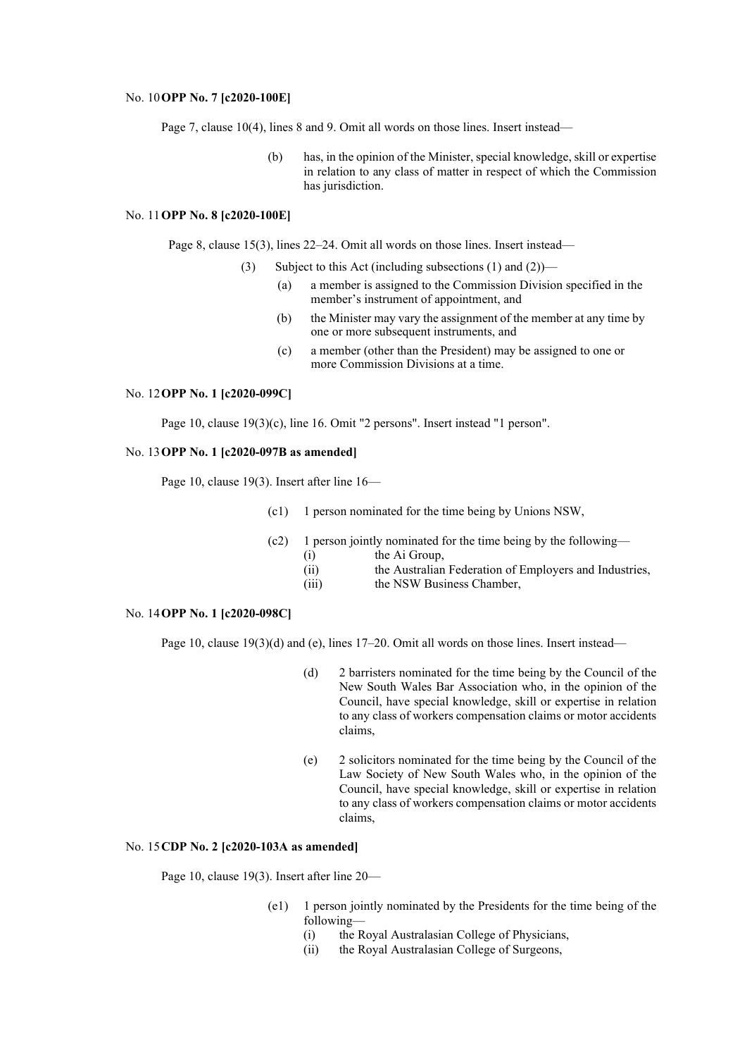No. 10 **OPP No. 7 [c2020-100E]**

Page 7, clause 10(4), lines 8 and 9. Omit all words on those lines. Insert instead—

> (b) has, in the opinion of the Minister, special knowledge, skill or expertise in relation to any class of matter in respect of which the Commission has jurisdiction.

No. 11 **OPP No. 8 [c2020-100E]**

Page 8, clause 15(3), lines 22–24. Omit all words on those lines. Insert instead—

> (3) Subject to this Act (including subsections (1) and (2))—
>
> (a) a member is assigned to the Commission Division specified in the member's instrument of appointment, and
>
> (b) the Minister may vary the assignment of the member at any time by one or more subsequent instruments, and
>
> (c) a member (other than the President) may be assigned to one or more Commission Divisions at a time.

No. 12 **OPP No. 1 [c2020-099C]**

Page 10, clause 19(3)(c), line 16. Omit "2 persons". Insert instead "1 person".

No. 13 **OPP No. 1 [c2020-097B as amended]**

Page 10, clause 19(3). Insert after line 16—

> (c1) 1 person nominated for the time being by Unions NSW,
>
> (c2) 1 person jointly nominated for the time being by the following—
>
> (i) the Ai Group,
>
> (ii) the Australian Federation of Employers and Industries,
>
> (iii) the NSW Business Chamber,

No. 14 **OPP No. 1 [c2020-098C]**

Page 10, clause 19(3)(d) and (e), lines 17–20. Omit all words on those lines. Insert instead—

> (d) 2 barristers nominated for the time being by the Council of the New South Wales Bar Association who, in the opinion of the Council, have special knowledge, skill or expertise in relation to any class of workers compensation claims or motor accidents claims,
>
> (e) 2 solicitors nominated for the time being by the Council of the Law Society of New South Wales who, in the opinion of the Council, have special knowledge, skill or expertise in relation to any class of workers compensation claims or motor accidents claims,

No. 15 **CDP No. 2 [c2020-103A as amended]**

Page 10, clause 19(3). Insert after line 20—

> (e1) 1 person jointly nominated by the Presidents for the time being of the following—
>
> (i) the Royal Australasian College of Physicians,
>
> (ii) the Royal Australasian College of Surgeons,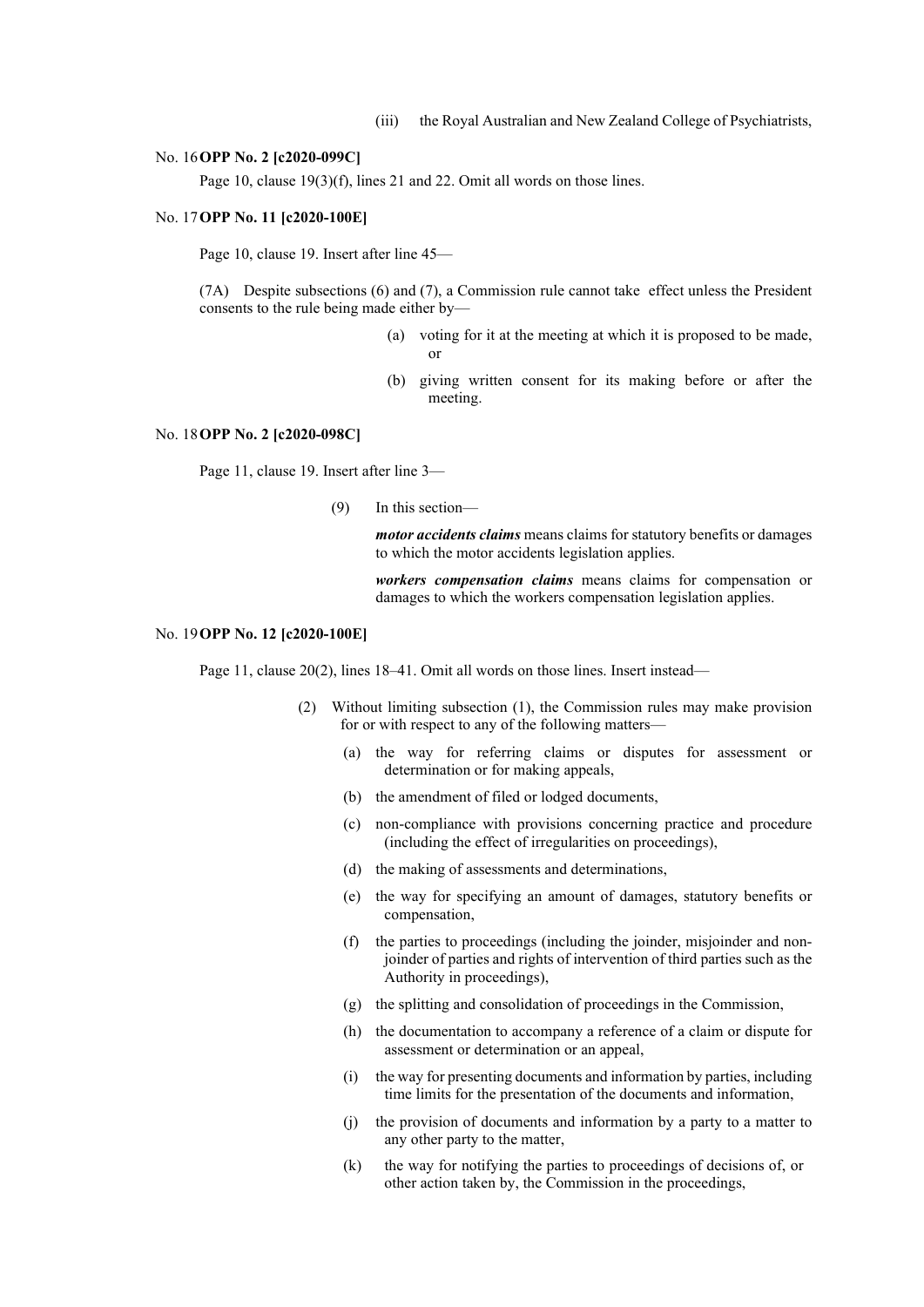(iii) the Royal Australian and New Zealand College of Psychiatrists,

No. 16 **OPP No. 2 [c2020-099C]**

Page 10, clause 19(3)(f), lines 21 and 22. Omit all words on those lines.

No. 17 **OPP No. 11 [c2020-100E]**

Page 10, clause 19. Insert after line 45—

(7A) Despite subsections (6) and (7), a Commission rule cannot take effect unless the President consents to the rule being made either by—

(a) voting for it at the meeting at which it is proposed to be made, or

(b) giving written consent for its making before or after the meeting.

No. 18 **OPP No. 2 [c2020-098C]**

Page 11, clause 19. Insert after line 3—

(9) In this section—

***motor accidents claims*** means claims for statutory benefits or damages to which the motor accidents legislation applies.

***workers compensation claims*** means claims for compensation or damages to which the workers compensation legislation applies.

No. 19 **OPP No. 12 [c2020-100E]**

Page 11, clause 20(2), lines 18–41. Omit all words on those lines. Insert instead—

(2) Without limiting subsection (1), the Commission rules may make provision for or with respect to any of the following matters—

(a) the way for referring claims or disputes for assessment or determination or for making appeals,

(b) the amendment of filed or lodged documents,

(c) non-compliance with provisions concerning practice and procedure (including the effect of irregularities on proceedings),

(d) the making of assessments and determinations,

(e) the way for specifying an amount of damages, statutory benefits or compensation,

(f) the parties to proceedings (including the joinder, misjoinder and non-joinder of parties and rights of intervention of third parties such as the Authority in proceedings),

(g) the splitting and consolidation of proceedings in the Commission,

(h) the documentation to accompany a reference of a claim or dispute for assessment or determination or an appeal,

(i) the way for presenting documents and information by parties, including time limits for the presentation of the documents and information,

(j) the provision of documents and information by a party to a matter to any other party to the matter,

(k) the way for notifying the parties to proceedings of decisions of, or other action taken by, the Commission in the proceedings,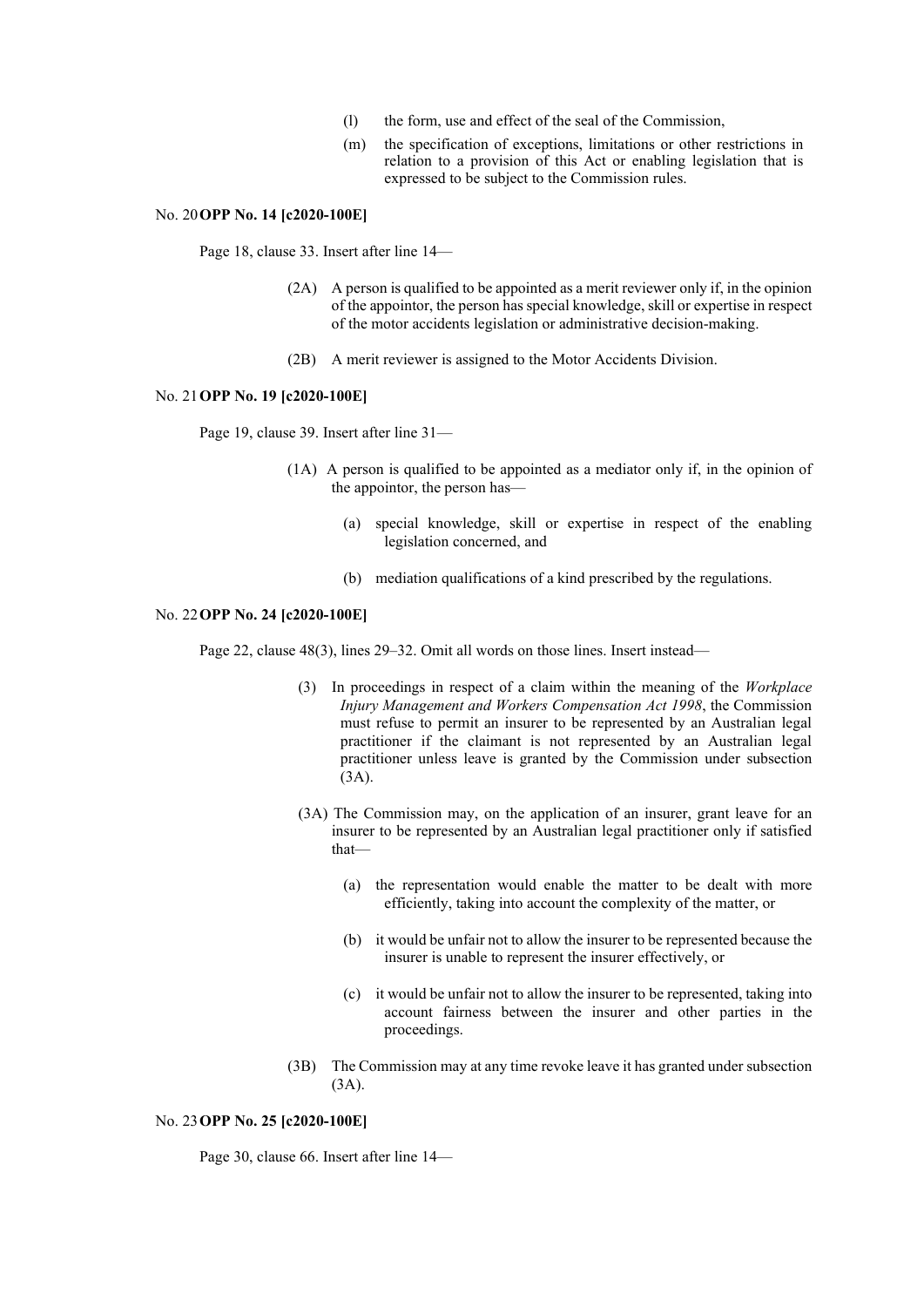(l) the form, use and effect of the seal of the Commission,

(m) the specification of exceptions, limitations or other restrictions in relation to a provision of this Act or enabling legislation that is expressed to be subject to the Commission rules.

No. 20 **OPP No. 14 [c2020-100E]**

Page 18, clause 33. Insert after line 14—

(2A) A person is qualified to be appointed as a merit reviewer only if, in the opinion of the appointor, the person has special knowledge, skill or expertise in respect of the motor accidents legislation or administrative decision-making.

(2B) A merit reviewer is assigned to the Motor Accidents Division.

No. 21 **OPP No. 19 [c2020-100E]**

Page 19, clause 39. Insert after line 31—

(1A) A person is qualified to be appointed as a mediator only if, in the opinion of the appointor, the person has—

(a) special knowledge, skill or expertise in respect of the enabling legislation concerned, and

(b) mediation qualifications of a kind prescribed by the regulations.

No. 22 **OPP No. 24 [c2020-100E]**

Page 22, clause 48(3), lines 29–32. Omit all words on those lines. Insert instead—

(3) In proceedings in respect of a claim within the meaning of the *Workplace Injury Management and Workers Compensation Act 1998*, the Commission must refuse to permit an insurer to be represented by an Australian legal practitioner if the claimant is not represented by an Australian legal practitioner unless leave is granted by the Commission under subsection (3A).

(3A) The Commission may, on the application of an insurer, grant leave for an insurer to be represented by an Australian legal practitioner only if satisfied that—

(a) the representation would enable the matter to be dealt with more efficiently, taking into account the complexity of the matter, or

(b) it would be unfair not to allow the insurer to be represented because the insurer is unable to represent the insurer effectively, or

(c) it would be unfair not to allow the insurer to be represented, taking into account fairness between the insurer and other parties in the proceedings.

(3B) The Commission may at any time revoke leave it has granted under subsection (3A).

No. 23 **OPP No. 25 [c2020-100E]**

Page 30, clause 66. Insert after line 14—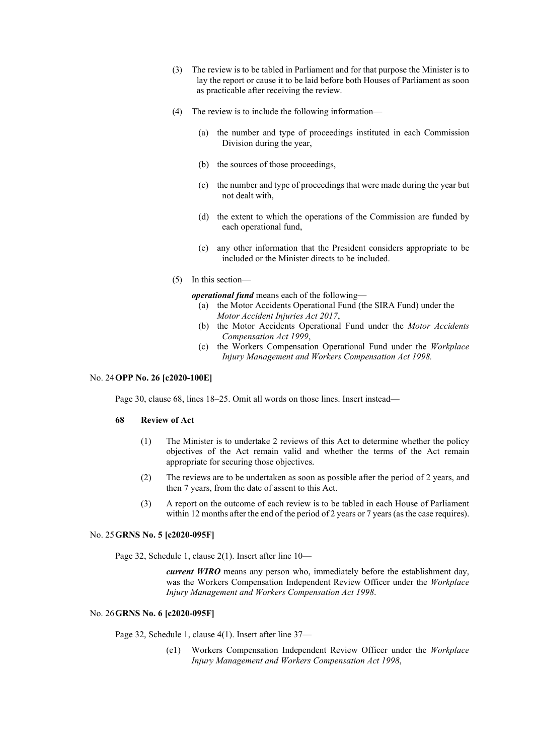(3) The review is to be tabled in Parliament and for that purpose the Minister is to lay the report or cause it to be laid before both Houses of Parliament as soon as practicable after receiving the review.

(4) The review is to include the following information—

(a) the number and type of proceedings instituted in each Commission Division during the year,

(b) the sources of those proceedings,

(c) the number and type of proceedings that were made during the year but not dealt with,

(d) the extent to which the operations of the Commission are funded by each operational fund,

(e) any other information that the President considers appropriate to be included or the Minister directs to be included.

(5) In this section—

***operational fund*** means each of the following—

(a) the Motor Accidents Operational Fund (the SIRA Fund) under the *Motor Accident Injuries Act 2017*,

(b) the Motor Accidents Operational Fund under the *Motor Accidents Compensation Act 1999*,

(c) the Workers Compensation Operational Fund under the *Workplace Injury Management and Workers Compensation Act 1998.*

No. 24 **OPP No. 26 [c2020-100E]**

Page 30, clause 68, lines 18–25. Omit all words on those lines. Insert instead—

**68 Review of Act**

(1) The Minister is to undertake 2 reviews of this Act to determine whether the policy objectives of the Act remain valid and whether the terms of the Act remain appropriate for securing those objectives.

(2) The reviews are to be undertaken as soon as possible after the period of 2 years, and then 7 years, from the date of assent to this Act.

(3) A report on the outcome of each review is to be tabled in each House of Parliament within 12 months after the end of the period of 2 years or 7 years (as the case requires).

No. 25 **GRNS No. 5 [c2020-095F]**

Page 32, Schedule 1, clause 2(1). Insert after line 10—

***current WIRO*** means any person who, immediately before the establishment day, was the Workers Compensation Independent Review Officer under the *Workplace Injury Management and Workers Compensation Act 1998*.

No. 26 **GRNS No. 6 [c2020-095F]**

Page 32, Schedule 1, clause 4(1). Insert after line 37—

(e1) Workers Compensation Independent Review Officer under the *Workplace Injury Management and Workers Compensation Act 1998*,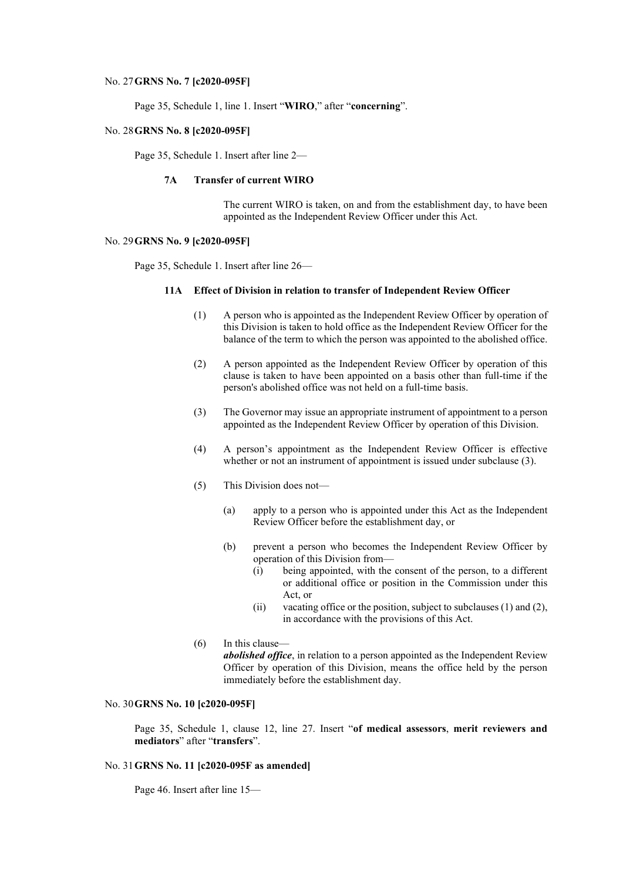No. 27 **GRNS No. 7 [c2020-095F]**

Page 35, Schedule 1, line 1. Insert "**WIRO**," after "**concerning**".

No. 28 **GRNS No. 8 [c2020-095F]**

Page 35, Schedule 1. Insert after line 2—

**7A Transfer of current WIRO**

The current WIRO is taken, on and from the establishment day, to have been appointed as the Independent Review Officer under this Act.

No. 29 **GRNS No. 9 [c2020-095F]**

Page 35, Schedule 1. Insert after line 26—

**11A Effect of Division in relation to transfer of Independent Review Officer**

(1) A person who is appointed as the Independent Review Officer by operation of this Division is taken to hold office as the Independent Review Officer for the balance of the term to which the person was appointed to the abolished office.

(2) A person appointed as the Independent Review Officer by operation of this clause is taken to have been appointed on a basis other than full-time if the person's abolished office was not held on a full-time basis.

(3) The Governor may issue an appropriate instrument of appointment to a person appointed as the Independent Review Officer by operation of this Division.

(4) A person's appointment as the Independent Review Officer is effective whether or not an instrument of appointment is issued under subclause (3).

(5) This Division does not—

(a) apply to a person who is appointed under this Act as the Independent Review Officer before the establishment day, or

(b) prevent a person who becomes the Independent Review Officer by operation of this Division from—

(i) being appointed, with the consent of the person, to a different or additional office or position in the Commission under this Act, or

(ii) vacating office or the position, subject to subclauses (1) and (2), in accordance with the provisions of this Act.

(6) In this clause—

***abolished office***, in relation to a person appointed as the Independent Review Officer by operation of this Division, means the office held by the person immediately before the establishment day.

No. 30 **GRNS No. 10 [c2020-095F]**

Page 35, Schedule 1, clause 12, line 27. Insert "**of medical assessors**, **merit reviewers and mediators**" after "**transfers**".

No. 31 **GRNS No. 11 [c2020-095F as amended]**

Page 46. Insert after line 15—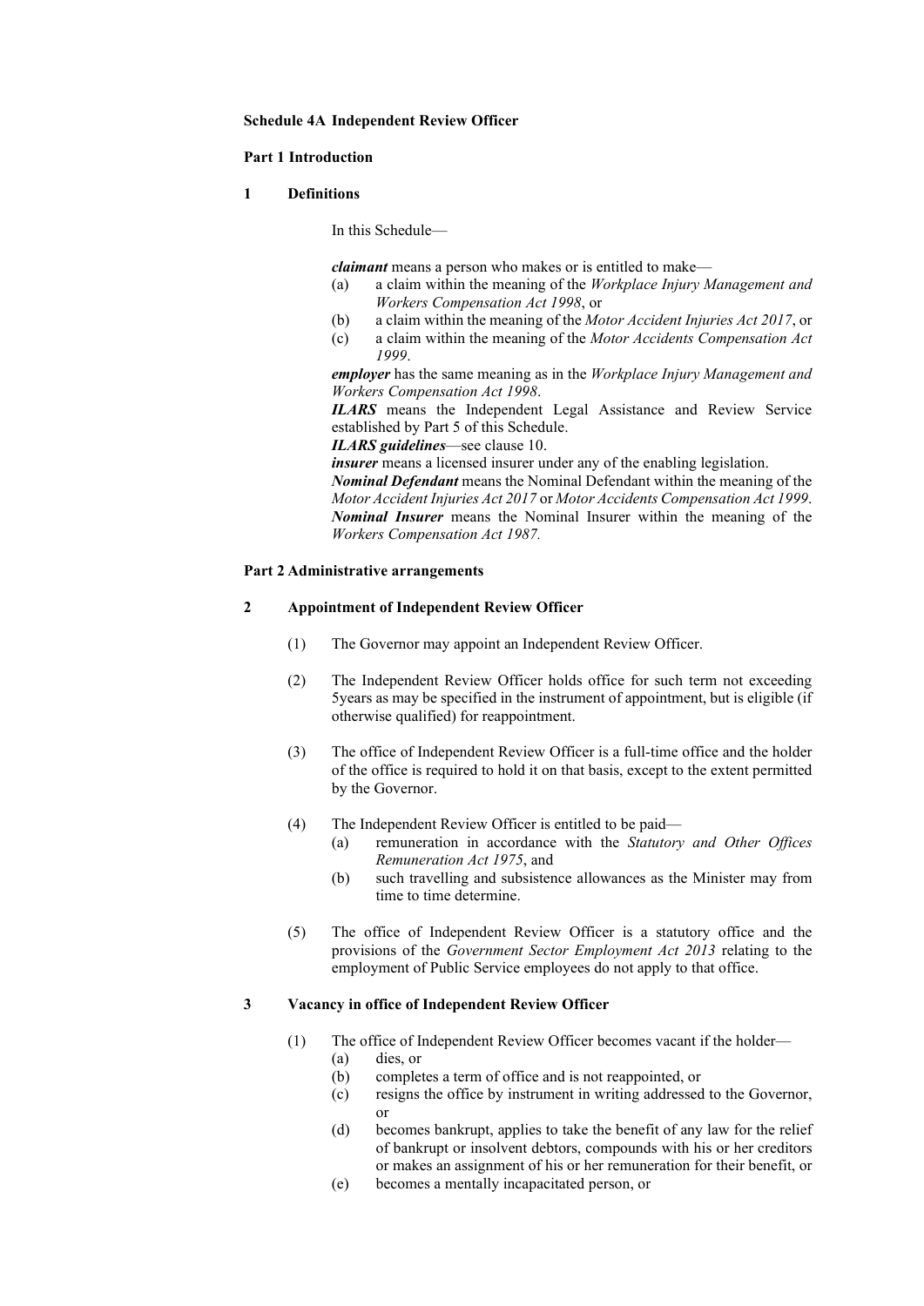**Schedule 4A Independent Review Officer**

**Part 1 Introduction**

**1 Definitions**

In this Schedule—

***claimant*** means a person who makes or is entitled to make—

(a) a claim within the meaning of the *Workplace Injury Management and Workers Compensation Act 1998*, or

(b) a claim within the meaning of the *Motor Accident Injuries Act 2017*, or

(c) a claim within the meaning of the *Motor Accidents Compensation Act 1999*.

***employer*** has the same meaning as in the *Workplace Injury Management and Workers Compensation Act 1998*.

***ILARS*** means the Independent Legal Assistance and Review Service established by Part 5 of this Schedule.

***ILARS guidelines***—see clause 10.

***insurer*** means a licensed insurer under any of the enabling legislation.

***Nominal Defendant*** means the Nominal Defendant within the meaning of the *Motor Accident Injuries Act 2017* or *Motor Accidents Compensation Act 1999*.

***Nominal Insurer*** means the Nominal Insurer within the meaning of the *Workers Compensation Act 1987.*

**Part 2 Administrative arrangements**

**2 Appointment of Independent Review Officer**

(1) The Governor may appoint an Independent Review Officer.

(2) The Independent Review Officer holds office for such term not exceeding 5years as may be specified in the instrument of appointment, but is eligible (if otherwise qualified) for reappointment.

(3) The office of Independent Review Officer is a full-time office and the holder of the office is required to hold it on that basis, except to the extent permitted by the Governor.

(4) The Independent Review Officer is entitled to be paid—

(a) remuneration in accordance with the *Statutory and Other Offices Remuneration Act 1975*, and

(b) such travelling and subsistence allowances as the Minister may from time to time determine.

(5) The office of Independent Review Officer is a statutory office and the provisions of the *Government Sector Employment Act 2013* relating to the employment of Public Service employees do not apply to that office.

**3 Vacancy in office of Independent Review Officer**

(1) The office of Independent Review Officer becomes vacant if the holder—

(a) dies, or

(b) completes a term of office and is not reappointed, or

(c) resigns the office by instrument in writing addressed to the Governor, or

(d) becomes bankrupt, applies to take the benefit of any law for the relief of bankrupt or insolvent debtors, compounds with his or her creditors or makes an assignment of his or her remuneration for their benefit, or

(e) becomes a mentally incapacitated person, or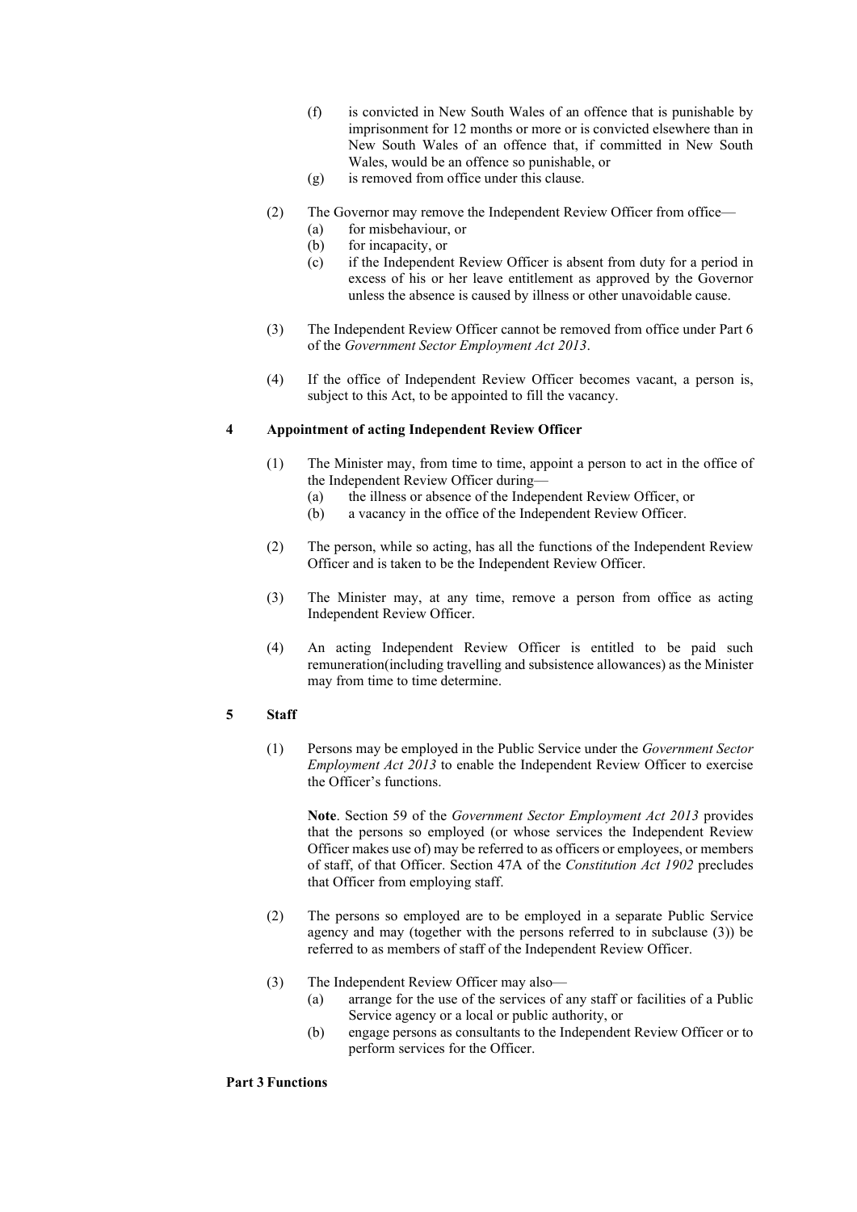(f) is convicted in New South Wales of an offence that is punishable by imprisonment for 12 months or more or is convicted elsewhere than in New South Wales of an offence that, if committed in New South Wales, would be an offence so punishable, or

(g) is removed from office under this clause.

(2) The Governor may remove the Independent Review Officer from office—

(a) for misbehaviour, or

(b) for incapacity, or

(c) if the Independent Review Officer is absent from duty for a period in excess of his or her leave entitlement as approved by the Governor unless the absence is caused by illness or other unavoidable cause.

(3) The Independent Review Officer cannot be removed from office under Part 6 of the *Government Sector Employment Act 2013*.

(4) If the office of Independent Review Officer becomes vacant, a person is, subject to this Act, to be appointed to fill the vacancy.

### 4 Appointment of acting Independent Review Officer

(1) The Minister may, from time to time, appoint a person to act in the office of the Independent Review Officer during—

(a) the illness or absence of the Independent Review Officer, or

(b) a vacancy in the office of the Independent Review Officer.

(2) The person, while so acting, has all the functions of the Independent Review Officer and is taken to be the Independent Review Officer.

(3) The Minister may, at any time, remove a person from office as acting Independent Review Officer.

(4) An acting Independent Review Officer is entitled to be paid such remuneration(including travelling and subsistence allowances) as the Minister may from time to time determine.

### 5 Staff

(1) Persons may be employed in the Public Service under the *Government Sector Employment Act 2013* to enable the Independent Review Officer to exercise the Officer's functions.

**Note**. Section 59 of the *Government Sector Employment Act 2013* provides that the persons so employed (or whose services the Independent Review Officer makes use of) may be referred to as officers or employees, or members of staff, of that Officer. Section 47A of the *Constitution Act 1902* precludes that Officer from employing staff.

(2) The persons so employed are to be employed in a separate Public Service agency and may (together with the persons referred to in subclause (3)) be referred to as members of staff of the Independent Review Officer.

(3) The Independent Review Officer may also—

(a) arrange for the use of the services of any staff or facilities of a Public Service agency or a local or public authority, or

(b) engage persons as consultants to the Independent Review Officer or to perform services for the Officer.

## Part 3 Functions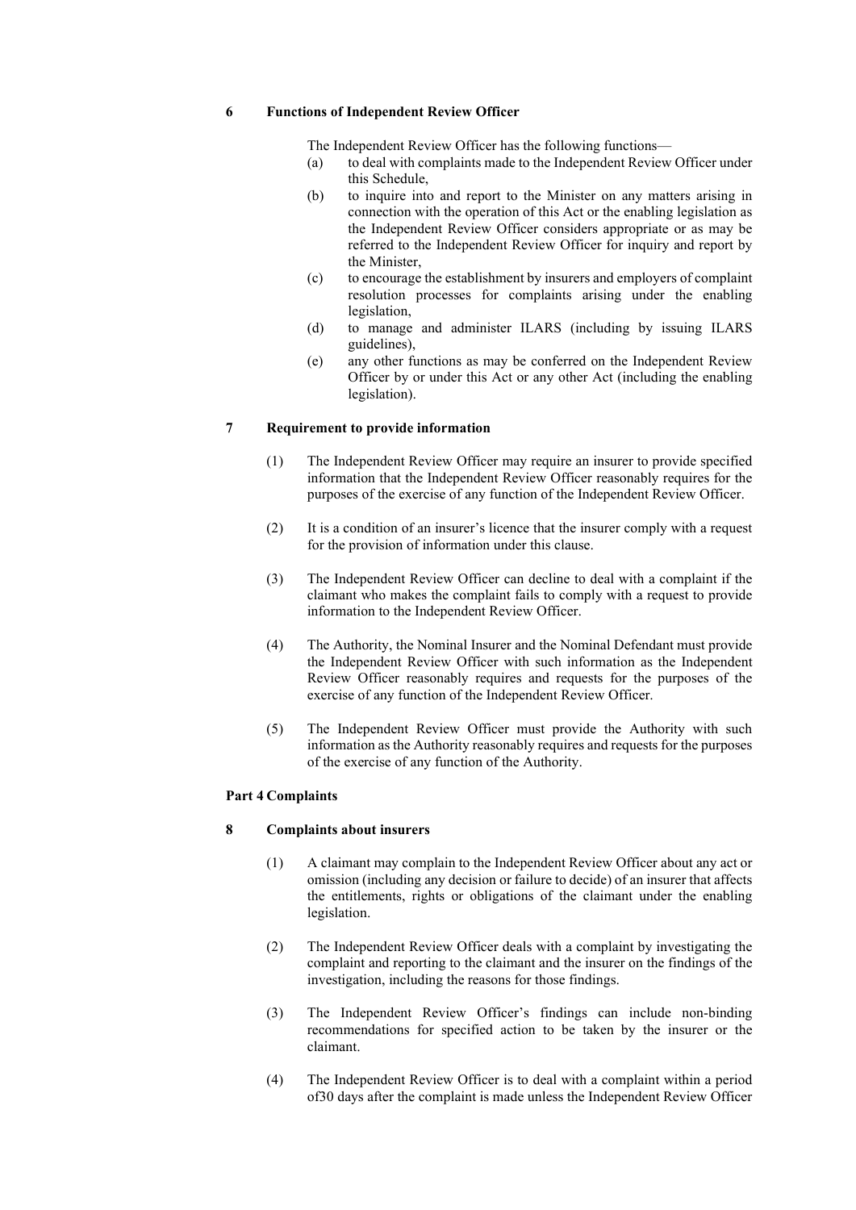### 6 Functions of Independent Review Officer

The Independent Review Officer has the following functions—

(a) to deal with complaints made to the Independent Review Officer under this Schedule,

(b) to inquire into and report to the Minister on any matters arising in connection with the operation of this Act or the enabling legislation as the Independent Review Officer considers appropriate or as may be referred to the Independent Review Officer for inquiry and report by the Minister,

(c) to encourage the establishment by insurers and employers of complaint resolution processes for complaints arising under the enabling legislation,

(d) to manage and administer ILARS (including by issuing ILARS guidelines),

(e) any other functions as may be conferred on the Independent Review Officer by or under this Act or any other Act (including the enabling legislation).

### 7 Requirement to provide information

(1) The Independent Review Officer may require an insurer to provide specified information that the Independent Review Officer reasonably requires for the purposes of the exercise of any function of the Independent Review Officer.

(2) It is a condition of an insurer's licence that the insurer comply with a request for the provision of information under this clause.

(3) The Independent Review Officer can decline to deal with a complaint if the claimant who makes the complaint fails to comply with a request to provide information to the Independent Review Officer.

(4) The Authority, the Nominal Insurer and the Nominal Defendant must provide the Independent Review Officer with such information as the Independent Review Officer reasonably requires and requests for the purposes of the exercise of any function of the Independent Review Officer.

(5) The Independent Review Officer must provide the Authority with such information as the Authority reasonably requires and requests for the purposes of the exercise of any function of the Authority.

## Part 4 Complaints

### 8 Complaints about insurers

(1) A claimant may complain to the Independent Review Officer about any act or omission (including any decision or failure to decide) of an insurer that affects the entitlements, rights or obligations of the claimant under the enabling legislation.

(2) The Independent Review Officer deals with a complaint by investigating the complaint and reporting to the claimant and the insurer on the findings of the investigation, including the reasons for those findings.

(3) The Independent Review Officer's findings can include non-binding recommendations for specified action to be taken by the insurer or the claimant.

(4) The Independent Review Officer is to deal with a complaint within a period of30 days after the complaint is made unless the Independent Review Officer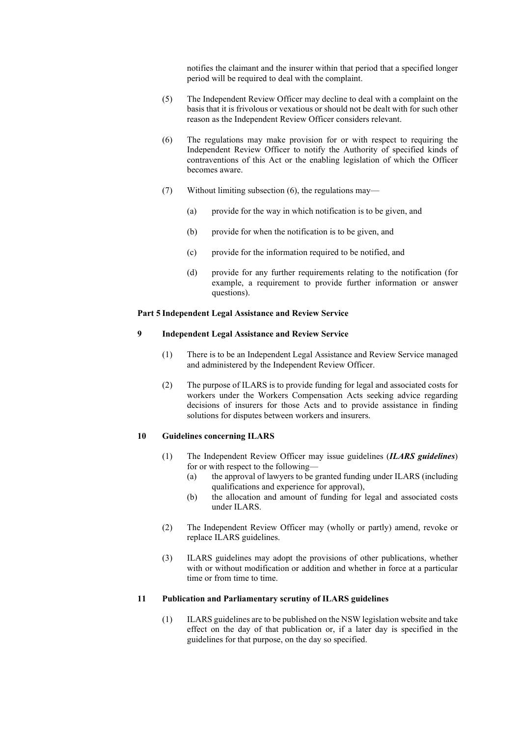notifies the claimant and the insurer within that period that a specified longer period will be required to deal with the complaint.

(5) The Independent Review Officer may decline to deal with a complaint on the basis that it is frivolous or vexatious or should not be dealt with for such other reason as the Independent Review Officer considers relevant.

(6) The regulations may make provision for or with respect to requiring the Independent Review Officer to notify the Authority of specified kinds of contraventions of this Act or the enabling legislation of which the Officer becomes aware.

(7) Without limiting subsection (6), the regulations may—

(a) provide for the way in which notification is to be given, and

(b) provide for when the notification is to be given, and

(c) provide for the information required to be notified, and

(d) provide for any further requirements relating to the notification (for example, a requirement to provide further information or answer questions).

## Part 5 Independent Legal Assistance and Review Service

### 9 Independent Legal Assistance and Review Service

(1) There is to be an Independent Legal Assistance and Review Service managed and administered by the Independent Review Officer.

(2) The purpose of ILARS is to provide funding for legal and associated costs for workers under the Workers Compensation Acts seeking advice regarding decisions of insurers for those Acts and to provide assistance in finding solutions for disputes between workers and insurers.

### 10 Guidelines concerning ILARS

(1) The Independent Review Officer may issue guidelines (***ILARS guidelines***) for or with respect to the following—

(a) the approval of lawyers to be granted funding under ILARS (including qualifications and experience for approval),

(b) the allocation and amount of funding for legal and associated costs under ILARS.

(2) The Independent Review Officer may (wholly or partly) amend, revoke or replace ILARS guidelines.

(3) ILARS guidelines may adopt the provisions of other publications, whether with or without modification or addition and whether in force at a particular time or from time to time.

### 11 Publication and Parliamentary scrutiny of ILARS guidelines

(1) ILARS guidelines are to be published on the NSW legislation website and take effect on the day of that publication or, if a later day is specified in the guidelines for that purpose, on the day so specified.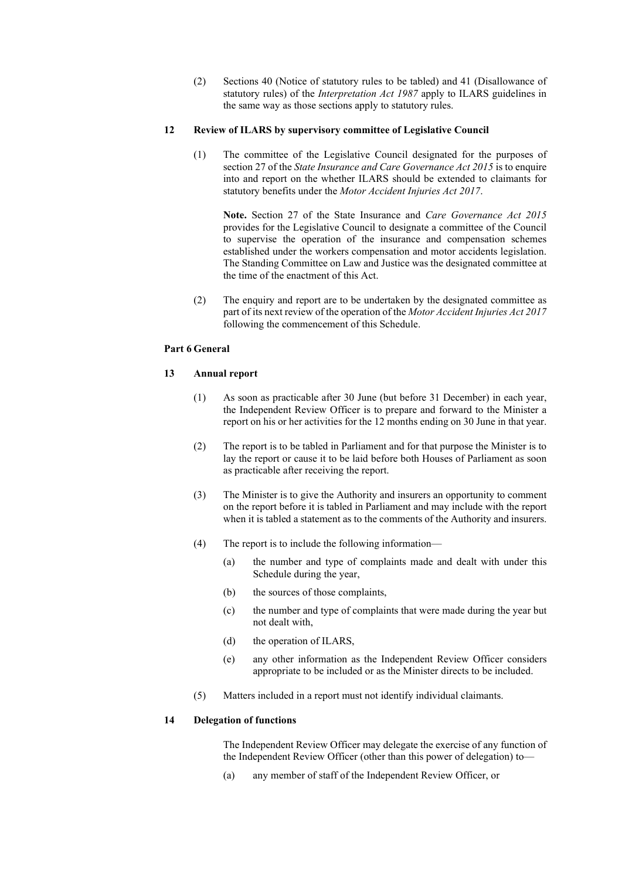(2) Sections 40 (Notice of statutory rules to be tabled) and 41 (Disallowance of statutory rules) of the *Interpretation Act 1987* apply to ILARS guidelines in the same way as those sections apply to statutory rules.

### 12 Review of ILARS by supervisory committee of Legislative Council

(1) The committee of the Legislative Council designated for the purposes of section 27 of the *State Insurance and Care Governance Act 2015* is to enquire into and report on the whether ILARS should be extended to claimants for statutory benefits under the *Motor Accident Injuries Act 2017*.

**Note.** Section 27 of the State Insurance and *Care Governance Act 2015* provides for the Legislative Council to designate a committee of the Council to supervise the operation of the insurance and compensation schemes established under the workers compensation and motor accidents legislation. The Standing Committee on Law and Justice was the designated committee at the time of the enactment of this Act.

(2) The enquiry and report are to be undertaken by the designated committee as part of its next review of the operation of the *Motor Accident Injuries Act 2017* following the commencement of this Schedule.

## Part 6 General

### 13 Annual report

(1) As soon as practicable after 30 June (but before 31 December) in each year, the Independent Review Officer is to prepare and forward to the Minister a report on his or her activities for the 12 months ending on 30 June in that year.

(2) The report is to be tabled in Parliament and for that purpose the Minister is to lay the report or cause it to be laid before both Houses of Parliament as soon as practicable after receiving the report.

(3) The Minister is to give the Authority and insurers an opportunity to comment on the report before it is tabled in Parliament and may include with the report when it is tabled a statement as to the comments of the Authority and insurers.

(4) The report is to include the following information—

(a) the number and type of complaints made and dealt with under this Schedule during the year,

(b) the sources of those complaints,

(c) the number and type of complaints that were made during the year but not dealt with,

(d) the operation of ILARS,

(e) any other information as the Independent Review Officer considers appropriate to be included or as the Minister directs to be included.

(5) Matters included in a report must not identify individual claimants.

### 14 Delegation of functions

The Independent Review Officer may delegate the exercise of any function of the Independent Review Officer (other than this power of delegation) to—

(a) any member of staff of the Independent Review Officer, or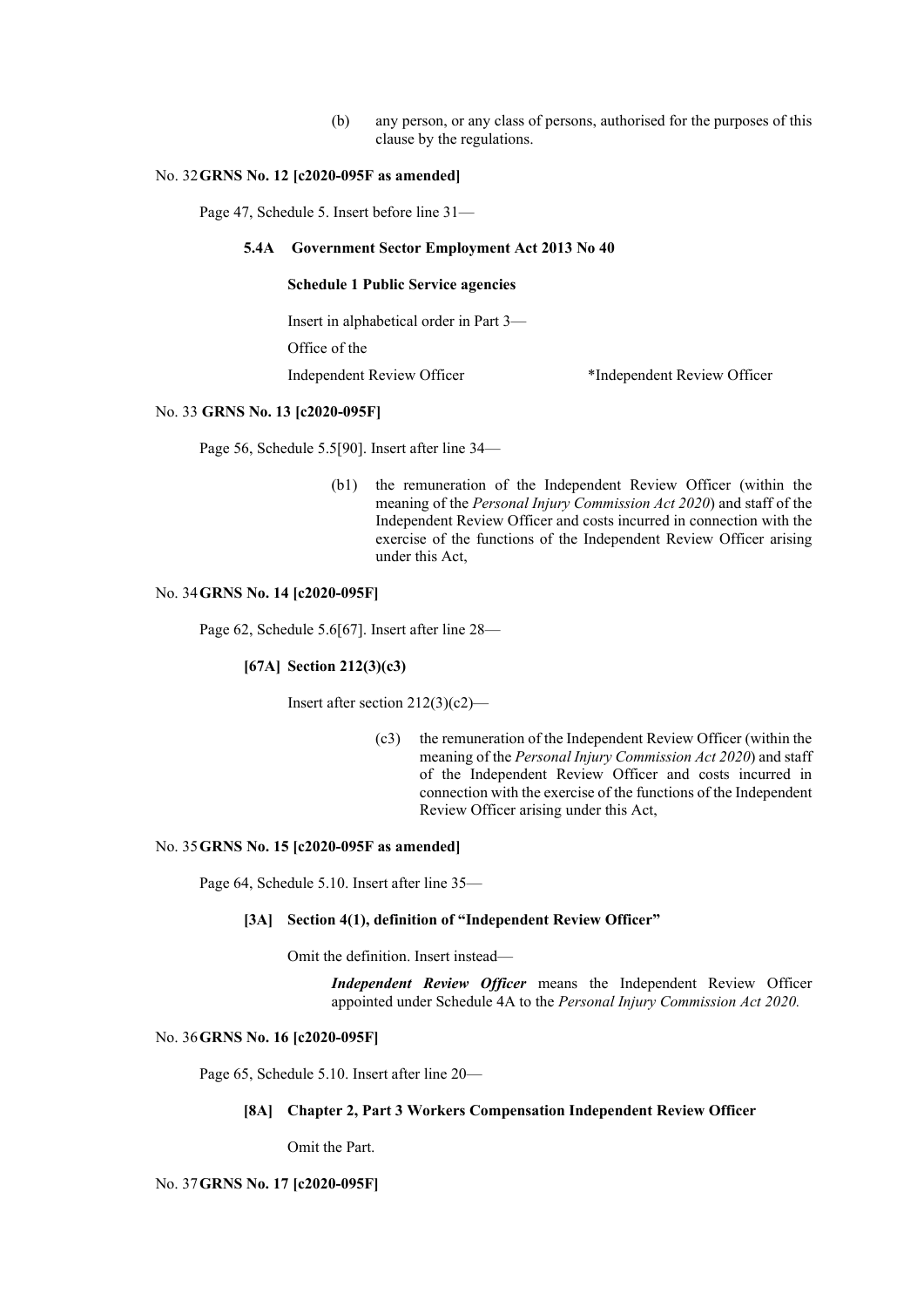(b) any person, or any class of persons, authorised for the purposes of this clause by the regulations.

No. 32 **GRNS No. 12 [c2020-095F as amended]**

Page 47, Schedule 5. Insert before line 31—

**5.4A Government Sector Employment Act 2013 No 40**

**Schedule 1 Public Service agencies**

Insert in alphabetical order in Part 3—

| | |
|---|---|
| Office of the Independent Review Officer | *Independent Review Officer |

No. 33 **GRNS No. 13 [c2020-095F]**

Page 56, Schedule 5.5[90]. Insert after line 34—

(b1) the remuneration of the Independent Review Officer (within the meaning of the *Personal Injury Commission Act 2020*) and staff of the Independent Review Officer and costs incurred in connection with the exercise of the functions of the Independent Review Officer arising under this Act,

No. 34 **GRNS No. 14 [c2020-095F]**

Page 62, Schedule 5.6[67]. Insert after line 28—

**[67A] Section 212(3)(c3)**

Insert after section 212(3)(c2)—

(c3) the remuneration of the Independent Review Officer (within the meaning of the *Personal Injury Commission Act 2020*) and staff of the Independent Review Officer and costs incurred in connection with the exercise of the functions of the Independent Review Officer arising under this Act,

No. 35 **GRNS No. 15 [c2020-095F as amended]**

Page 64, Schedule 5.10. Insert after line 35—

**[3A] Section 4(1), definition of "Independent Review Officer"**

Omit the definition. Insert instead—

***Independent Review Officer*** means the Independent Review Officer appointed under Schedule 4A to the *Personal Injury Commission Act 2020.*

No. 36 **GRNS No. 16 [c2020-095F]**

Page 65, Schedule 5.10. Insert after line 20—

**[8A] Chapter 2, Part 3 Workers Compensation Independent Review Officer**

Omit the Part.

No. 37 **GRNS No. 17 [c2020-095F]**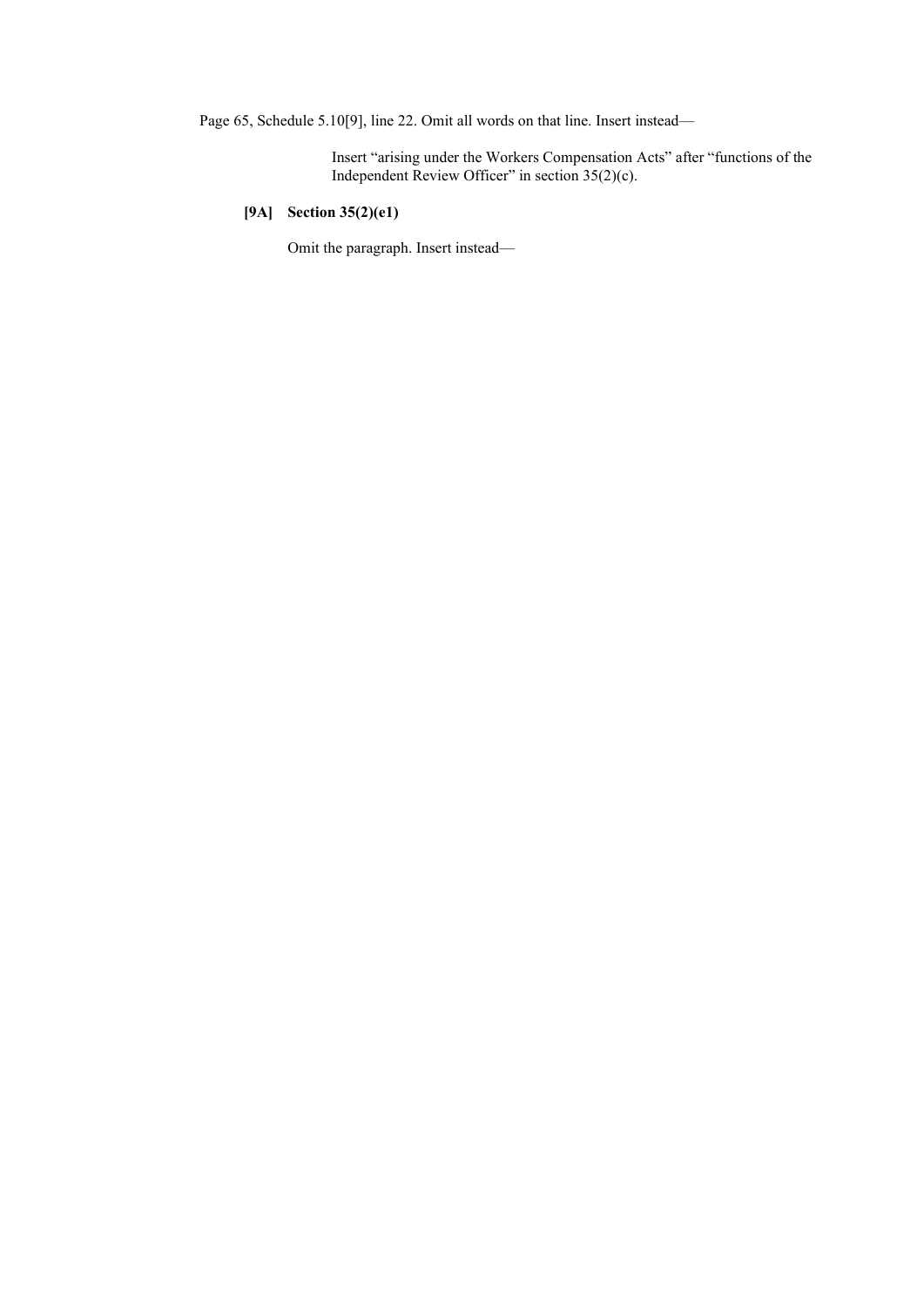Page 65, Schedule 5.10[9], line 22. Omit all words on that line. Insert instead—

> Insert "arising under the Workers Compensation Acts" after "functions of the Independent Review Officer" in section 35(2)(c).

**[9A] Section 35(2)(e1)**

Omit the paragraph. Insert instead—